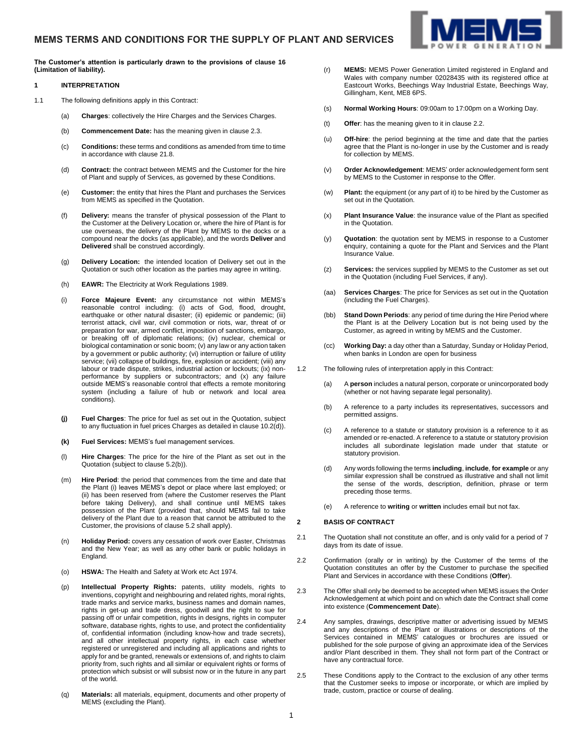# MEMS TERMS AND CONDITIONS FOR THE SUPPLY OF PLANT AND SERVICES

**The Customer's attention is particularly drawn to the provisions of clause 16 (Limitation of liability).**

## 1 INTERPRETATION

1.1 The following definitions apply in this Contract:

(a) **Charges**: collectively the Hire Charges and the Services Charges.

(b) **Commencement Date:** has the meaning given in clause 2.3.

(c) **Conditions:** these terms and conditions as amended from time to time in accordance with clause 21.8.

(d) **Contract:** the contract between MEMS and the Customer for the hire of Plant and supply of Services, as governed by these Conditions.

(e) **Customer:** the entity that hires the Plant and purchases the Services from MEMS as specified in the Quotation.

(f) **Delivery:** means the transfer of physical possession of the Plant to the Customer at the Delivery Location or, where the hire of Plant is for use overseas, the delivery of the Plant by MEMS to the docks or a compound near the docks (as applicable), and the words **Deliver** and **Delivered** shall be construed accordingly.

(g) **Delivery Location:** the intended location of Delivery set out in the Quotation or such other location as the parties may agree in writing.

(h) **EAWR:** The Electricity at Work Regulations 1989.

(i) **Force Majeure Event:** any circumstance not within MEMS's reasonable control including: (i) acts of God, flood, drought, earthquake or other natural disaster; (ii) epidemic or pandemic; (iii) terrorist attack, civil war, civil commotion or riots, war, threat of or preparation for war, armed conflict, imposition of sanctions, embargo, or breaking off of diplomatic relations; (iv) nuclear, chemical or biological contamination or sonic boom; (v) any law or any action taken by a government or public authority; (vi) interruption or failure of utility service; (vii) collapse of buildings, fire, explosion or accident; (viii) any labour or trade dispute, strikes, industrial action or lockouts; (ix) non-performance by suppliers or subcontractors; and (x) any failure outside MEMS's reasonable control that effects a remote monitoring system (including a failure of hub or network and local area conditions).

**(j)** **Fuel Charges**: The price for fuel as set out in the Quotation, subject to any fluctuation in fuel prices Charges as detailed in clause 10.2(d)).

**(k)** **Fuel Services:** MEMS's fuel management services.

(l) **Hire Charges**: The price for the hire of the Plant as set out in the Quotation (subject to clause 5.2(b)).

(m) **Hire Period**: the period that commences from the time and date that the Plant (i) leaves MEMS's depot or place where last employed; or (ii) has been reserved from (where the Customer reserves the Plant before taking Delivery), and shall continue until MEMS takes possession of the Plant (provided that, should MEMS fail to take delivery of the Plant due to a reason that cannot be attributed to the Customer, the provisions of clause 5.2 shall apply).

(n) **Holiday Period:** covers any cessation of work over Easter, Christmas and the New Year; as well as any other bank or public holidays in England.

(o) **HSWA:** The Health and Safety at Work etc Act 1974.

(p) **Intellectual Property Rights:** patents, utility models, rights to inventions, copyright and neighbouring and related rights, moral rights, trade marks and service marks, business names and domain names, rights in get-up and trade dress, goodwill and the right to sue for passing off or unfair competition, rights in designs, rights in computer software, database rights, rights to use, and protect the confidentiality of, confidential information (including know-how and trade secrets), and all other intellectual property rights, in each case whether registered or unregistered and including all applications and rights to apply for and be granted, renewals or extensions of, and rights to claim priority from, such rights and all similar or equivalent rights or forms of protection which subsist or will subsist now or in the future in any part of the world.

(q) **Materials:** all materials, equipment, documents and other property of MEMS (excluding the Plant).

(r) **MEMS:** MEMS Power Generation Limited registered in England and Wales with company number 02028435 with its registered office at Eastcourt Works, Beechings Way Industrial Estate, Beechings Way, Gillingham, Kent, ME8 6PS.

(s) **Normal Working Hours**: 09:00am to 17:00pm on a Working Day.

(t) **Offer**: has the meaning given to it in clause 2.2.

(u) **Off-hire**: the period beginning at the time and date that the parties agree that the Plant is no-longer in use by the Customer and is ready for collection by MEMS.

(v) **Order Acknowledgement**: MEMS' order acknowledgement form sent by MEMS to the Customer in response to the Offer.

(w) **Plant:** the equipment (or any part of it) to be hired by the Customer as set out in the Quotation.

(x) **Plant Insurance Value**: the insurance value of the Plant as specified in the Quotation.

(y) **Quotation**: the quotation sent by MEMS in response to a Customer enquiry, containing a quote for the Plant and Services and the Plant Insurance Value.

(z) **Services:** the services supplied by MEMS to the Customer as set out in the Quotation (including Fuel Services, if any).

(aa) **Services Charges**: The price for Services as set out in the Quotation (including the Fuel Charges).

(bb) **Stand Down Periods**: any period of time during the Hire Period where the Plant is at the Delivery Location but is not being used by the Customer, as agreed in writing by MEMS and the Customer.

(cc) **Working Day:** a day other than a Saturday, Sunday or Holiday Period, when banks in London are open for business

1.2 The following rules of interpretation apply in this Contract:

(a) A **person** includes a natural person, corporate or unincorporated body (whether or not having separate legal personality).

(b) A reference to a party includes its representatives, successors and permitted assigns.

(c) A reference to a statute or statutory provision is a reference to it as amended or re-enacted. A reference to a statute or statutory provision includes all subordinate legislation made under that statute or statutory provision.

(d) Any words following the terms **including**, **include**, **for example** or any similar expression shall be construed as illustrative and shall not limit the sense of the words, description, definition, phrase or term preceding those terms.

(e) A reference to **writing** or **written** includes email but not fax.

## 2 BASIS OF CONTRACT

2.1 The Quotation shall not constitute an offer, and is only valid for a period of 7 days from its date of issue.

2.2 Confirmation (orally or in writing) by the Customer of the terms of the Quotation constitutes an offer by the Customer to purchase the specified Plant and Services in accordance with these Conditions (**Offer**).

2.3 The Offer shall only be deemed to be accepted when MEMS issues the Order Acknowledgement at which point and on which date the Contract shall come into existence (**Commencement Date**).

2.4 Any samples, drawings, descriptive matter or advertising issued by MEMS and any descriptions of the Plant or illustrations or descriptions of the Services contained in MEMS' catalogues or brochures are issued or published for the sole purpose of giving an approximate idea of the Services and/or Plant described in them. They shall not form part of the Contract or have any contractual force.

2.5 These Conditions apply to the Contract to the exclusion of any other terms that the Customer seeks to impose or incorporate, or which are implied by trade, custom, practice or course of dealing.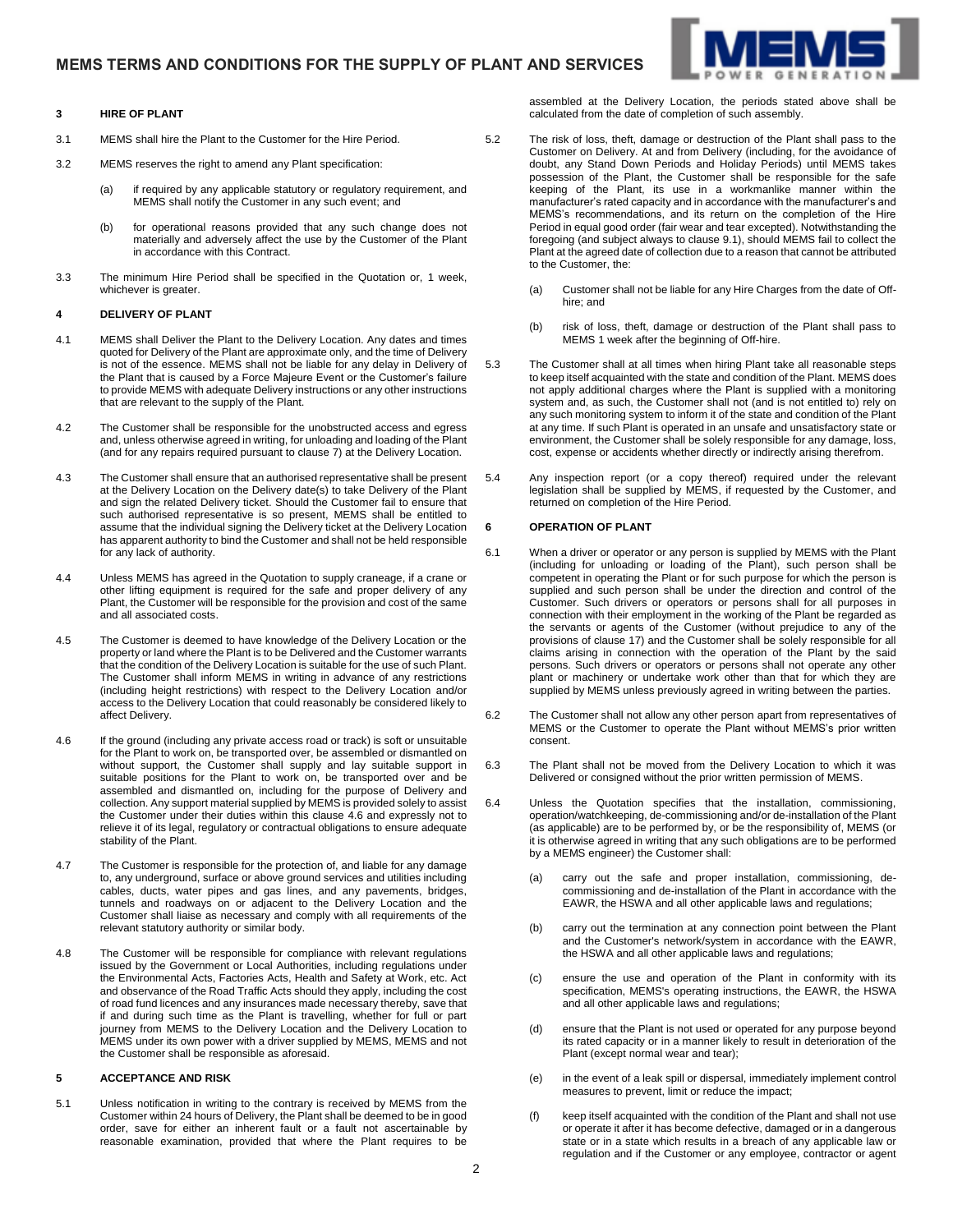## 3 HIRE OF PLANT

3.1 MEMS shall hire the Plant to the Customer for the Hire Period.

3.2 MEMS reserves the right to amend any Plant specification:

(a) if required by any applicable statutory or regulatory requirement, and MEMS shall notify the Customer in any such event; and

(b) for operational reasons provided that any such change does not materially and adversely affect the use by the Customer of the Plant in accordance with this Contract.

3.3 The minimum Hire Period shall be specified in the Quotation or, 1 week, whichever is greater.

## 4 DELIVERY OF PLANT

4.1 MEMS shall Deliver the Plant to the Delivery Location. Any dates and times quoted for Delivery of the Plant are approximate only, and the time of Delivery is not of the essence. MEMS shall not be liable for any delay in Delivery of the Plant that is caused by a Force Majeure Event or the Customer's failure to provide MEMS with adequate Delivery instructions or any other instructions that are relevant to the supply of the Plant.

4.2 The Customer shall be responsible for the unobstructed access and egress and, unless otherwise agreed in writing, for unloading and loading of the Plant (and for any repairs required pursuant to clause 7) at the Delivery Location.

4.3 The Customer shall ensure that an authorised representative shall be present at the Delivery Location on the Delivery date(s) to take Delivery of the Plant and sign the related Delivery ticket. Should the Customer fail to ensure that such authorised representative is so present, MEMS shall be entitled to assume that the individual signing the Delivery ticket at the Delivery Location has apparent authority to bind the Customer and shall not be held responsible for any lack of authority.

4.4 Unless MEMS has agreed in the Quotation to supply craneage, if a crane or other lifting equipment is required for the safe and proper delivery of any Plant, the Customer will be responsible for the provision and cost of the same and all associated costs.

4.5 The Customer is deemed to have knowledge of the Delivery Location or the property or land where the Plant is to be Delivered and the Customer warrants that the condition of the Delivery Location is suitable for the use of such Plant. The Customer shall inform MEMS in writing in advance of any restrictions (including height restrictions) with respect to the Delivery Location and/or access to the Delivery Location that could reasonably be considered likely to affect Delivery.

4.6 If the ground (including any private access road or track) is soft or unsuitable for the Plant to work on, be transported over, be assembled or dismantled on without support, the Customer shall supply and lay suitable support in suitable positions for the Plant to work on, be transported over and be assembled and dismantled on, including for the purpose of Delivery and collection. Any support material supplied by MEMS is provided solely to assist the Customer under their duties within this clause 4.6 and expressly not to relieve it of its legal, regulatory or contractual obligations to ensure adequate stability of the Plant.

4.7 The Customer is responsible for the protection of, and liable for any damage to, any underground, surface or above ground services and utilities including cables, ducts, water pipes and gas lines, and any pavements, bridges, tunnels and roadways on or adjacent to the Delivery Location and the Customer shall liaise as necessary and comply with all requirements of the relevant statutory authority or similar body.

4.8 The Customer will be responsible for compliance with relevant regulations issued by the Government or Local Authorities, including regulations under the Environmental Acts, Factories Acts, Health and Safety at Work, etc. Act and observance of the Road Traffic Acts should they apply, including the cost of road fund licences and any insurances made necessary thereby, save that if and during such time as the Plant is travelling, whether for full or part journey from MEMS to the Delivery Location and the Delivery Location to MEMS under its own power with a driver supplied by MEMS, MEMS and not the Customer shall be responsible as aforesaid.

## 5 ACCEPTANCE AND RISK

5.1 Unless notification in writing to the contrary is received by MEMS from the Customer within 24 hours of Delivery, the Plant shall be deemed to be in good order, save for either an inherent fault or a fault not ascertainable by reasonable examination, provided that where the Plant requires to be assembled at the Delivery Location, the periods stated above shall be calculated from the date of completion of such assembly.

5.2 The risk of loss, theft, damage or destruction of the Plant shall pass to the Customer on Delivery. At and from Delivery (including, for the avoidance of doubt, any Stand Down Periods and Holiday Periods) until MEMS takes possession of the Plant, the Customer shall be responsible for the safe keeping of the Plant, its use in a workmanlike manner within the manufacturer's rated capacity and in accordance with the manufacturer's and MEMS's recommendations, and its return on the completion of the Hire Period in equal good order (fair wear and tear excepted). Notwithstanding the foregoing (and subject always to clause 9.1), should MEMS fail to collect the Plant at the agreed date of collection due to a reason that cannot be attributed to the Customer, the:

(a) Customer shall not be liable for any Hire Charges from the date of Off-hire; and

(b) risk of loss, theft, damage or destruction of the Plant shall pass to MEMS 1 week after the beginning of Off-hire.

5.3 The Customer shall at all times when hiring Plant take all reasonable steps to keep itself acquainted with the state and condition of the Plant. MEMS does not apply additional charges where the Plant is supplied with a monitoring system and, as such, the Customer shall not (and is not entitled to) rely on any such monitoring system to inform it of the state and condition of the Plant at any time. If such Plant is operated in an unsafe and unsatisfactory state or environment, the Customer shall be solely responsible for any damage, loss, cost, expense or accidents whether directly or indirectly arising therefrom.

5.4 Any inspection report (or a copy thereof) required under the relevant legislation shall be supplied by MEMS, if requested by the Customer, and returned on completion of the Hire Period.

## 6 OPERATION OF PLANT

6.1 When a driver or operator or any person is supplied by MEMS with the Plant (including for unloading or loading of the Plant), such person shall be competent in operating the Plant or for such purpose for which the person is supplied and such person shall be under the direction and control of the Customer. Such drivers or operators or persons shall for all purposes in connection with their employment in the working of the Plant be regarded as the servants or agents of the Customer (without prejudice to any of the provisions of clause 17) and the Customer shall be solely responsible for all claims arising in connection with the operation of the Plant by the said persons. Such drivers or operators or persons shall not operate any other plant or machinery or undertake work other than that for which they are supplied by MEMS unless previously agreed in writing between the parties.

6.2 The Customer shall not allow any other person apart from representatives of MEMS or the Customer to operate the Plant without MEMS's prior written consent.

6.3 The Plant shall not be moved from the Delivery Location to which it was Delivered or consigned without the prior written permission of MEMS.

6.4 Unless the Quotation specifies that the installation, commissioning, operation/watchkeeping, de-commissioning and/or de-installation of the Plant (as applicable) are to be performed by, or be the responsibility of, MEMS (or it is otherwise agreed in writing that any such obligations are to be performed by a MEMS engineer) the Customer shall:

(a) carry out the safe and proper installation, commissioning, de-commissioning and de-installation of the Plant in accordance with the EAWR, the HSWA and all other applicable laws and regulations;

(b) carry out the termination at any connection point between the Plant and the Customer's network/system in accordance with the EAWR, the HSWA and all other applicable laws and regulations;

(c) ensure the use and operation of the Plant in conformity with its specification, MEMS's operating instructions, the EAWR, the HSWA and all other applicable laws and regulations;

(d) ensure that the Plant is not used or operated for any purpose beyond its rated capacity or in a manner likely to result in deterioration of the Plant (except normal wear and tear);

(e) in the event of a leak spill or dispersal, immediately implement control measures to prevent, limit or reduce the impact;

(f) keep itself acquainted with the condition of the Plant and shall not use or operate it after it has become defective, damaged or in a dangerous state or in a state which results in a breach of any applicable law or regulation and if the Customer or any employee, contractor or agent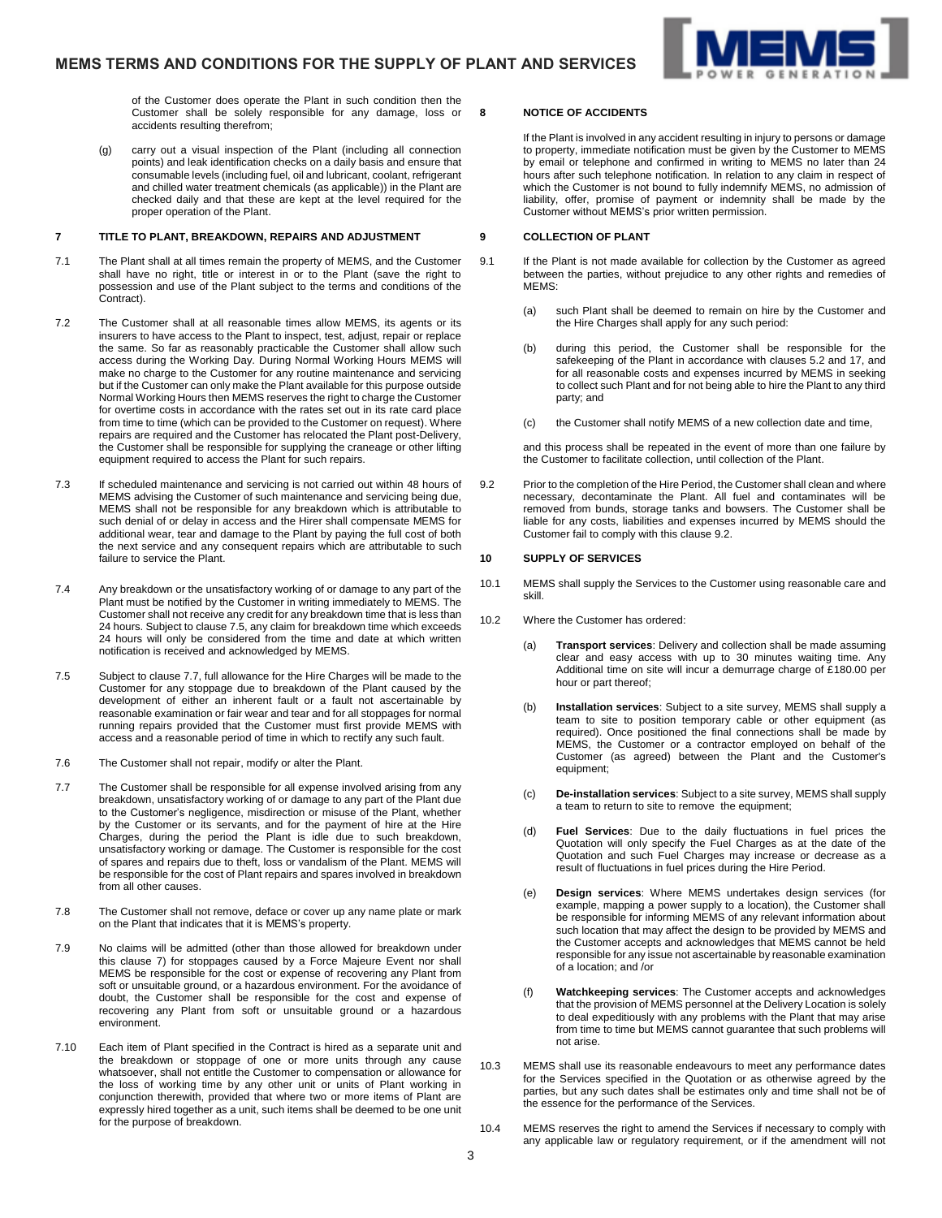of the Customer does operate the Plant in such condition then the Customer shall be solely responsible for any damage, loss or accidents resulting therefrom;

(g) carry out a visual inspection of the Plant (including all connection points) and leak identification checks on a daily basis and ensure that consumable levels (including fuel, oil and lubricant, coolant, refrigerant and chilled water treatment chemicals (as applicable)) in the Plant are checked daily and that these are kept at the level required for the proper operation of the Plant.

## 7 TITLE TO PLANT, BREAKDOWN, REPAIRS AND ADJUSTMENT

7.1 The Plant shall at all times remain the property of MEMS, and the Customer shall have no right, title or interest in or to the Plant (save the right to possession and use of the Plant subject to the terms and conditions of the Contract).

7.2 The Customer shall at all reasonable times allow MEMS, its agents or its insurers to have access to the Plant to inspect, test, adjust, repair or replace the same. So far as reasonably practicable the Customer shall allow such access during the Working Day. During Normal Working Hours MEMS will make no charge to the Customer for any routine maintenance and servicing but if the Customer can only make the Plant available for this purpose outside Normal Working Hours then MEMS reserves the right to charge the Customer for overtime costs in accordance with the rates set out in its rate card place from time to time (which can be provided to the Customer on request). Where repairs are required and the Customer has relocated the Plant post-Delivery, the Customer shall be responsible for supplying the craneage or other lifting equipment required to access the Plant for such repairs.

7.3 If scheduled maintenance and servicing is not carried out within 48 hours of MEMS advising the Customer of such maintenance and servicing being due, MEMS shall not be responsible for any breakdown which is attributable to such denial of or delay in access and the Hirer shall compensate MEMS for additional wear, tear and damage to the Plant by paying the full cost of both the next service and any consequent repairs which are attributable to such failure to service the Plant.

7.4 Any breakdown or the unsatisfactory working of or damage to any part of the Plant must be notified by the Customer in writing immediately to MEMS. The Customer shall not receive any credit for any breakdown time which is less than 24 hours. Subject to clause 7.5, any claim for breakdown time which exceeds 24 hours will only be considered from the time and date at which written notification is received and acknowledged by MEMS.

7.5 Subject to clause 7.7, full allowance for the Hire Charges will be made to the Customer for any stoppage due to breakdown of the Plant caused by the development of either an inherent fault or a fault not ascertainable by reasonable examination or fair wear and tear and for all stoppages for normal running repairs provided that the Customer must first provide MEMS with access and a reasonable period of time in which to rectify any such fault.

7.6 The Customer shall not repair, modify or alter the Plant.

7.7 The Customer shall be responsible for all expense involved arising from any breakdown, unsatisfactory working of or damage to any part of the Plant due to the Customer's negligence, misdirection or misuse of the Plant, whether by the Customer or its servants, and for the payment of hire at the Hire Charges, during the period the Plant is idle due to such breakdown, unsatisfactory working or damage. The Customer is responsible for the cost of spares and repairs due to theft, loss or vandalism of the Plant. MEMS will be responsible for the cost of Plant repairs and spares involved in breakdown from all other causes.

7.8 The Customer shall not remove, deface or cover up any name plate or mark on the Plant that indicates that it is MEMS's property.

7.9 No claims will be admitted (other than those allowed for breakdown under this clause 7) for stoppages caused by a Force Majeure Event nor shall MEMS be responsible for the cost or expense of recovering any Plant from soft or unsuitable ground, or a hazardous environment. For the avoidance of doubt, the Customer shall be responsible for the cost and expense of recovering any Plant from soft or unsuitable ground or a hazardous environment.

7.10 Each item of Plant specified in the Contract is hired as a separate unit and the breakdown or stoppage of one or more units through any cause whatsoever, shall not entitle the Customer to compensation or allowance for the loss of working time by any other unit or units of Plant working in conjunction therewith, provided that where two or more items of Plant are expressly hired together as a unit, such items shall be deemed to be one unit for the purpose of breakdown.

## 8 NOTICE OF ACCIDENTS

If the Plant is involved in any accident resulting in injury to persons or damage to property, immediate notification must be given by the Customer to MEMS by email or telephone and confirmed in writing to MEMS no later than 24 hours after such telephone notification. In relation to any claim in respect of which the Customer is not bound to fully indemnify MEMS, no admission of liability, offer, promise of payment or indemnity shall be made by the Customer without MEMS's prior written permission.

## 9 COLLECTION OF PLANT

9.1 If the Plant is not made available for collection by the Customer as agreed between the parties, without prejudice to any other rights and remedies of MEMS:

(a) such Plant shall be deemed to remain on hire by the Customer and the Hire Charges shall apply for any such period:

(b) during this period, the Customer shall be responsible for the safekeeping of the Plant in accordance with clauses 5.2 and 17, and for all reasonable costs and expenses incurred by MEMS in seeking to collect such Plant and for not being able to hire the Plant to any third party; and

(c) the Customer shall notify MEMS of a new collection date and time,

and this process shall be repeated in the event of more than one failure by the Customer to facilitate collection, until collection of the Plant.

9.2 Prior to the completion of the Hire Period, the Customer shall clean and where necessary, decontaminate the Plant. All fuel and contaminates will be removed from bunds, storage tanks and bowsers. The Customer shall be liable for any costs, liabilities and expenses incurred by MEMS should the Customer fail to comply with this clause 9.2.

## 10 SUPPLY OF SERVICES

10.1 MEMS shall supply the Services to the Customer using reasonable care and skill.

10.2 Where the Customer has ordered:

(a) **Transport services**: Delivery and collection shall be made assuming clear and easy access with up to 30 minutes waiting time. Any Additional time on site will incur a demurrage charge of £180.00 per hour or part thereof;

(b) **Installation services**: Subject to a site survey, MEMS shall supply a team to site to position temporary cable or other equipment (as required). Once positioned the final connections shall be made by MEMS, the Customer or a contractor employed on behalf of the Customer (as agreed) between the Plant and the Customer's equipment;

(c) **De-installation services**: Subject to a site survey, MEMS shall supply a team to return to site to remove the equipment;

(d) **Fuel Services**: Due to the daily fluctuations in fuel prices the Quotation will only specify the Fuel Charges as at the date of the Quotation and such Fuel Charges may increase or decrease as a result of fluctuations in fuel prices during the Hire Period.

(e) **Design services**: Where MEMS undertakes design services (for example, mapping a power supply to a location), the Customer shall be responsible for informing MEMS of any relevant information about such location that may affect the design to be provided by MEMS and the Customer accepts and acknowledges that MEMS cannot be held responsible for any issue not ascertainable by reasonable examination of a location; and /or

(f) **Watchkeeping services**: The Customer accepts and acknowledges that the provision of MEMS personnel at the Delivery Location is solely to deal expeditiously with any problems with the Plant that may arise from time to time but MEMS cannot guarantee that such problems will not arise.

10.3 MEMS shall use its reasonable endeavours to meet any performance dates for the Services specified in the Quotation or as otherwise agreed by the parties, but any such dates shall be estimates only and time shall not be of the essence for the performance of the Services.

10.4 MEMS reserves the right to amend the Services if necessary to comply with any applicable law or regulatory requirement, or if the amendment will not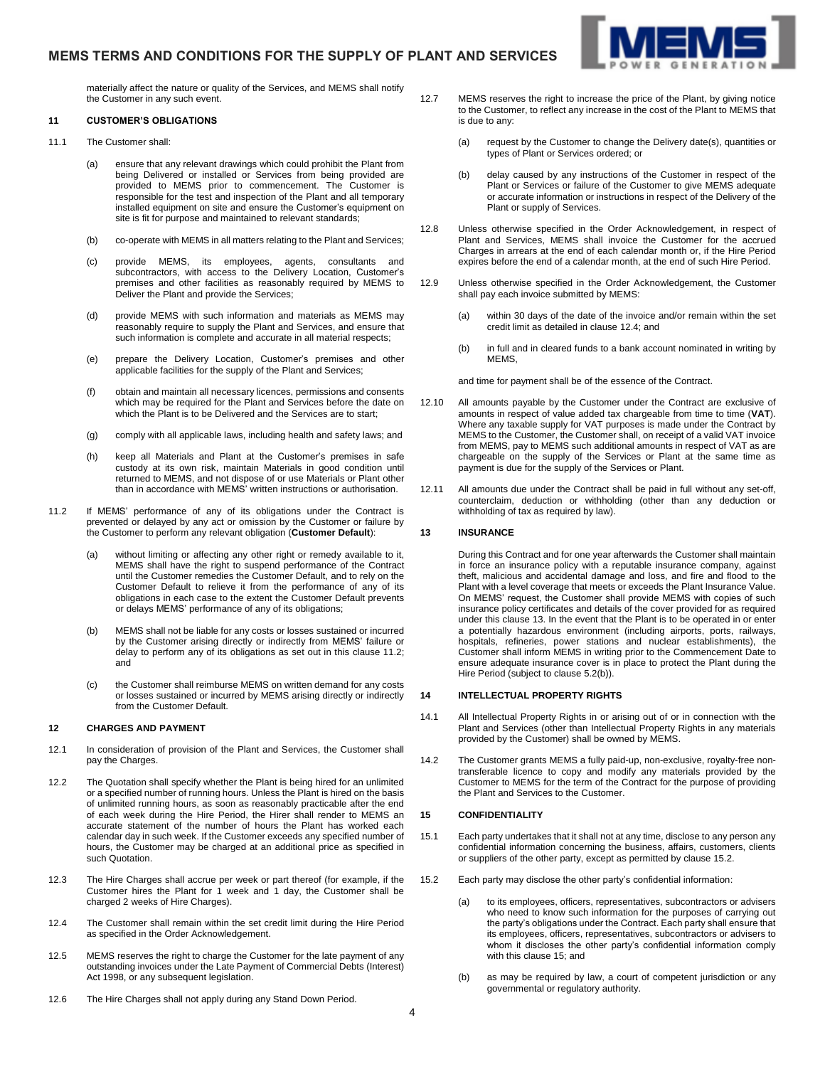materially affect the nature or quality of the Services, and MEMS shall notify the Customer in any such event.

## 11 CUSTOMER'S OBLIGATIONS

11.1 The Customer shall:

(a) ensure that any relevant drawings which could prohibit the Plant from being Delivered or installed or Services from being provided are provided to MEMS prior to commencement. The Customer is responsible for the test and inspection of the Plant and all temporary installed equipment on site and ensure the Customer's equipment on site is fit for purpose and maintained to relevant standards;

(b) co-operate with MEMS in all matters relating to the Plant and Services;

(c) provide MEMS, its employees, agents, consultants and subcontractors, with access to the Delivery Location, Customer's premises and other facilities as reasonably required by MEMS to Deliver the Plant and provide the Services;

(d) provide MEMS with such information and materials as MEMS may reasonably require to supply the Plant and Services, and ensure that such information is complete and accurate in all material respects;

(e) prepare the Delivery Location, Customer's premises and other applicable facilities for the supply of the Plant and Services;

(f) obtain and maintain all necessary licences, permissions and consents which may be required for the Plant and Services before the date on which the Plant is to be Delivered and the Services are to start;

(g) comply with all applicable laws, including health and safety laws; and

(h) keep all Materials and Plant at the Customer's premises in safe custody at its own risk, maintain Materials in good condition until returned to MEMS, and not dispose of or use Materials or Plant other than in accordance with MEMS' written instructions or authorisation.

11.2 If MEMS' performance of any of its obligations under the Contract is prevented or delayed by any act or omission by the Customer or failure by the Customer to perform any relevant obligation (**Customer Default**):

(a) without limiting or affecting any other right or remedy available to it, MEMS shall have the right to suspend performance of the Contract until the Customer remedies the Customer Default, and to rely on the Customer Default to relieve it from the performance of any of its obligations in each case to the extent the Customer Default prevents or delays MEMS' performance of any of its obligations;

(b) MEMS shall not be liable for any costs or losses sustained or incurred by the Customer arising directly or indirectly from MEMS' failure or delay to perform any of its obligations as set out in this clause 11.2; and

(c) the Customer shall reimburse MEMS on written demand for any costs or losses sustained or incurred by MEMS arising directly or indirectly from the Customer Default.

## 12 CHARGES AND PAYMENT

12.1 In consideration of provision of the Plant and Services, the Customer shall pay the Charges.

12.2 The Quotation shall specify whether the Plant is being hired for an unlimited or a specified number of running hours. Unless the Plant is hired on the basis of unlimited running hours, as soon as reasonably practicable after the end of each week during the Hire Period, the Hirer shall render to MEMS an accurate statement of the number of hours the Plant has worked each calendar day in such week. If the Customer exceeds any specified number of hours, the Customer may be charged at an additional price as specified in such Quotation.

12.3 The Hire Charges shall accrue per week or part thereof (for example, if the Customer hires the Plant for 1 week and 1 day, the Customer shall be charged 2 weeks of Hire Charges).

12.4 The Customer shall remain within the set credit limit during the Hire Period as specified in the Order Acknowledgement.

12.5 MEMS reserves the right to charge the Customer for the late payment of any outstanding invoices under the Late Payment of Commercial Debts (Interest) Act 1998, or any subsequent legislation.

12.6 The Hire Charges shall not apply during any Stand Down Period.

12.7 MEMS reserves the right to increase the price of the Plant, by giving notice to the Customer, to reflect any increase in the cost of the Plant to MEMS that is due to any:

(a) request by the Customer to change the Delivery date(s), quantities or types of Plant or Services ordered; or

(b) delay caused by any instructions of the Customer in respect of the Plant or Services or failure of the Customer to give MEMS adequate or accurate information or instructions in respect of the Delivery of the Plant or supply of Services.

12.8 Unless otherwise specified in the Order Acknowledgement, in respect of Plant and Services, MEMS shall invoice the Customer for the accrued Charges in arrears at the end of each calendar month or, if the Hire Period expires before the end of a calendar month, at the end of such Hire Period.

12.9 Unless otherwise specified in the Order Acknowledgement, the Customer shall pay each invoice submitted by MEMS:

(a) within 30 days of the date of the invoice and/or remain within the set credit limit as detailed in clause 12.4; and

(b) in full and in cleared funds to a bank account nominated in writing by MEMS,

and time for payment shall be of the essence of the Contract.

12.10 All amounts payable by the Customer under the Contract are exclusive of amounts in respect of value added tax chargeable from time to time (**VAT**). Where any taxable supply for VAT purposes is made under the Contract by MEMS to the Customer, the Customer shall, on receipt of a valid VAT invoice from MEMS, pay to MEMS such additional amounts in respect of VAT as are chargeable on the supply of the Services or Plant at the same time as payment is due for the supply of the Services or Plant.

12.11 All amounts due under the Contract shall be paid in full without any set-off, counterclaim, deduction or withholding (other than any deduction or withholding of tax as required by law).

## 13 INSURANCE

During this Contract and for one year afterwards the Customer shall maintain in force an insurance policy with a reputable insurance company, against theft, malicious and accidental damage and loss, and fire and flood to the Plant with a level coverage that meets or exceeds the Plant Insurance Value. On MEMS' request, the Customer shall provide MEMS with copies of such insurance policy certificates and details of the cover provided for as required under this clause 13. In the event that the Plant is to be operated in or enter a potentially hazardous environment (including airports, ports, railways, hospitals, refineries, power stations and nuclear establishments), the Customer shall inform MEMS in writing prior to the Commencement Date to ensure adequate insurance cover is in place to protect the Plant during the Hire Period (subject to clause 5.2(b)).

## 14 INTELLECTUAL PROPERTY RIGHTS

14.1 All Intellectual Property Rights in or arising out of or in connection with the Plant and Services (other than Intellectual Property Rights in any materials provided by the Customer) shall be owned by MEMS.

14.2 The Customer grants MEMS a fully paid-up, non-exclusive, royalty-free non-transferable licence to copy and modify any materials provided by the Customer to MEMS for the term of the Contract for the purpose of providing the Plant and Services to the Customer.

## 15 CONFIDENTIALITY

15.1 Each party undertakes that it shall not at any time, disclose to any person any confidential information concerning the business, affairs, customers, clients or suppliers of the other party, except as permitted by clause 15.2.

15.2 Each party may disclose the other party's confidential information:

(a) to its employees, officers, representatives, subcontractors or advisers who need to know such information for the purposes of carrying out the party's obligations under the Contract. Each party shall ensure that its employees, officers, representatives, subcontractors or advisers to whom it discloses the other party's confidential information comply with this clause 15; and

(b) as may be required by law, a court of competent jurisdiction or any governmental or regulatory authority.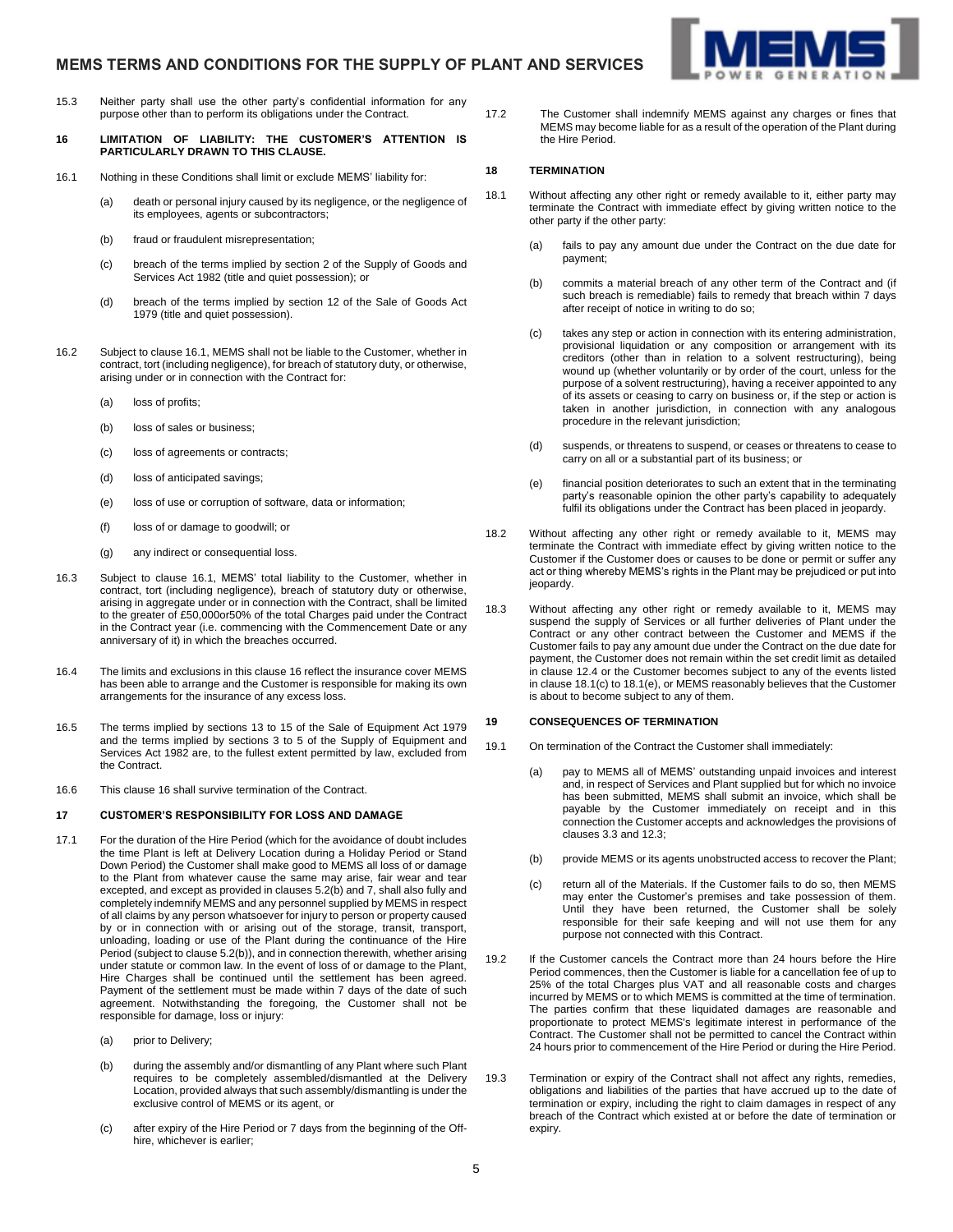15.3 Neither party shall use the other party's confidential information for any purpose other than to perform its obligations under the Contract.

## 16 LIMITATION OF LIABILITY: THE CUSTOMER'S ATTENTION IS PARTICULARLY DRAWN TO THIS CLAUSE.

16.1 Nothing in these Conditions shall limit or exclude MEMS' liability for:

(a) death or personal injury caused by its negligence, or the negligence of its employees, agents or subcontractors;

(b) fraud or fraudulent misrepresentation;

(c) breach of the terms implied by section 2 of the Supply of Goods and Services Act 1982 (title and quiet possession); or

(d) breach of the terms implied by section 12 of the Sale of Goods Act 1979 (title and quiet possession).

16.2 Subject to clause 16.1, MEMS shall not be liable to the Customer, whether in contract, tort (including negligence), for breach of statutory duty, or otherwise, arising under or in connection with the Contract for:

(a) loss of profits;

(b) loss of sales or business;

(c) loss of agreements or contracts;

(d) loss of anticipated savings;

(e) loss of use or corruption of software, data or information;

(f) loss of or damage to goodwill; or

(g) any indirect or consequential loss.

16.3 Subject to clause 16.1, MEMS' total liability to the Customer, whether in contract, tort (including negligence), breach of statutory duty or otherwise, arising in aggregate under or in connection with the Contract, shall be limited to the greater of £50,000or50% of the total Charges paid under the Contract in the Contract year (i.e. commencing with the Commencement Date or any anniversary of it) in which the breaches occurred.

16.4 The limits and exclusions in this clause 16 reflect the insurance cover MEMS has been able to arrange and the Customer is responsible for making its own arrangements for the insurance of any excess loss.

16.5 The terms implied by sections 13 to 15 of the Sale of Equipment Act 1979 and the terms implied by sections 3 to 5 of the Supply of Equipment and Services Act 1982 are, to the fullest extent permitted by law, excluded from the Contract.

16.6 This clause 16 shall survive termination of the Contract.

## 17 CUSTOMER'S RESPONSIBILITY FOR LOSS AND DAMAGE

17.1 For the duration of the Hire Period (which for the avoidance of doubt includes the time Plant is left at Delivery Location during a Holiday Period or Stand Down Period) the Customer shall make good to MEMS all loss of or damage to the Plant from whatever cause the same may arise, fair wear and tear excepted, and except as provided in clauses 5.2(b) and 7, shall also fully and completely indemnify MEMS and any personnel supplied by MEMS in respect of all claims by any person whatsoever for injury to person or property caused by or in connection with or arising out of the storage, transit, transport, unloading, loading or use of the Plant during the continuance of the Hire Period (subject to clause 5.2(b)), and in connection therewith, whether arising under statute or common law. In the event of loss of or damage to the Plant, Hire Charges shall be continued until the settlement has been agreed. Payment of the settlement must be made within 7 days of the date of such agreement. Notwithstanding the foregoing, the Customer shall not be responsible for damage, loss or injury:

(a) prior to Delivery;

(b) during the assembly and/or dismantling of any Plant where such Plant requires to be completely assembled/dismantled at the Delivery Location, provided always that such assembly/dismantling is under the exclusive control of MEMS or its agent, or

(c) after expiry of the Hire Period or 7 days from the beginning of the Off-hire, whichever is earlier;

17.2 The Customer shall indemnify MEMS against any charges or fines that MEMS may become liable for as a result of the operation of the Plant during the Hire Period.

## 18 TERMINATION

18.1 Without affecting any other right or remedy available to it, either party may terminate the Contract with immediate effect by giving written notice to the other party if the other party:

(a) fails to pay any amount due under the Contract on the due date for payment;

(b) commits a material breach of any other term of the Contract and (if such breach is remediable) fails to remedy that breach within 7 days after receipt of notice in writing to do so;

(c) takes any step or action in connection with its entering administration, provisional liquidation or any composition or arrangement with its creditors (other than in relation to a solvent restructuring), being wound up (whether voluntarily or by order of the court, unless for the purpose of a solvent restructuring), having a receiver appointed to any of its assets or ceasing to carry on business or, if the step or action is taken in another jurisdiction, in connection with any analogous procedure in the relevant jurisdiction;

(d) suspends, or threatens to suspend, or ceases or threatens to cease to carry on all or a substantial part of its business; or

(e) financial position deteriorates to such an extent that in the terminating party's reasonable opinion the other party's capability to adequately fulfil its obligations under the Contract has been placed in jeopardy.

18.2 Without affecting any other right or remedy available to it, MEMS may terminate the Contract with immediate effect by giving written notice to the Customer if the Customer does or causes to be done or permit or suffer any act or thing whereby MEMS's rights in the Plant may be prejudiced or put into jeopardy.

18.3 Without affecting any other right or remedy available to it, MEMS may suspend the supply of Services or all further deliveries of Plant under the Contract or any other contract between the Customer and MEMS if the Customer fails to pay any amount due under the Contract on the due date for payment, the Customer does not remain within the set credit limit as detailed in clause 12.4 or the Customer becomes subject to any of the events listed in clause 18.1(c) to 18.1(e), or MEMS reasonably believes that the Customer is about to become subject to any of them.

## 19 CONSEQUENCES OF TERMINATION

19.1 On termination of the Contract the Customer shall immediately:

(a) pay to MEMS all of MEMS' outstanding unpaid invoices and interest and, in respect of Services and Plant supplied but for which no invoice has been submitted, MEMS shall submit an invoice, which shall be payable by the Customer immediately on receipt and in this connection the Customer accepts and acknowledges the provisions of clauses 3.3 and 12.3;

(b) provide MEMS or its agents unobstructed access to recover the Plant;

(c) return all of the Materials. If the Customer fails to do so, then MEMS may enter the Customer's premises and take possession of them. Until they have been returned, the Customer shall be solely responsible for their safe keeping and will not use them for any purpose not connected with this Contract.

19.2 If the Customer cancels the Contract more than 24 hours before the Hire Period commences, then the Customer is liable for a cancellation fee of up to 25% of the total Charges plus VAT and all reasonable costs and charges incurred by MEMS or to which MEMS is committed at the time of termination. The parties confirm that these liquidated damages are reasonable and proportionate to protect MEMS's legitimate interest in performance of the Contract. The Customer shall not be permitted to cancel the Contract within 24 hours prior to commencement of the Hire Period or during the Hire Period.

19.3 Termination or expiry of the Contract shall not affect any rights, remedies, obligations and liabilities of the parties that have accrued up to the date of termination or expiry, including the right to claim damages in respect of any breach of the Contract which existed at or before the date of termination or expiry.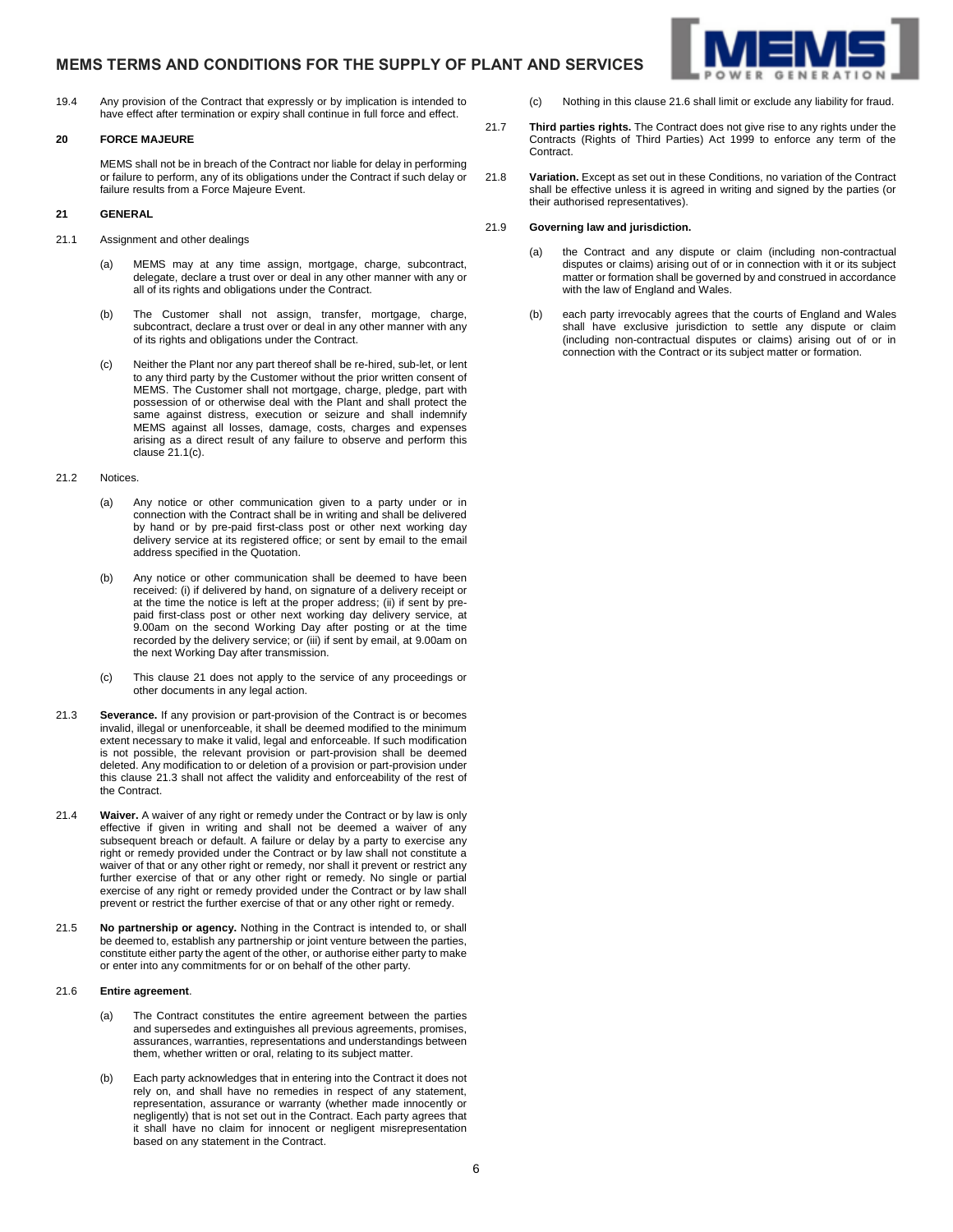19.4 Any provision of the Contract that expressly or by implication is intended to have effect after termination or expiry shall continue in full force and effect.

## 20 FORCE MAJEURE

MEMS shall not be in breach of the Contract nor liable for delay in performing or failure to perform, any of its obligations under the Contract if such delay or failure results from a Force Majeure Event.

## 21 GENERAL

21.1 Assignment and other dealings

(a) MEMS may at any time assign, mortgage, charge, subcontract, delegate, declare a trust over or deal in any other manner with any or all of its rights and obligations under the Contract.

(b) The Customer shall not assign, transfer, mortgage, charge, subcontract, declare a trust over or deal in any other manner with any of its rights and obligations under the Contract.

(c) Neither the Plant nor any part thereof shall be re-hired, sub-let, or lent to any third party by the Customer without the prior written consent of MEMS. The Customer shall not mortgage, charge, pledge, part with possession of or otherwise deal with the Plant and shall protect the same against distress, execution or seizure and shall indemnify MEMS against all losses, damage, costs, charges and expenses arising as a direct result of any failure to observe and perform this clause 21.1(c).

21.2 Notices.

(a) Any notice or other communication given to a party under or in connection with the Contract shall be in writing and shall be delivered by hand or by pre-paid first-class post or other next working day delivery service at its registered office; or sent by email to the email address specified in the Quotation.

(b) Any notice or other communication shall be deemed to have been received: (i) if delivered by hand, on signature of a delivery receipt or at the time the notice is left at the proper address; (ii) if sent by pre-paid first-class post or other next working day delivery service, at 9.00am on the second Working Day after posting or at the time recorded by the delivery service; or (iii) if sent by email, at 9.00am on the next Working Day after transmission.

(c) This clause 21 does not apply to the service of any proceedings or other documents in any legal action.

21.3 **Severance.** If any provision or part-provision of the Contract is or becomes invalid, illegal or unenforceable, it shall be deemed modified to the minimum extent necessary to make it valid, legal and enforceable. If such modification is not possible, the relevant provision or part-provision shall be deemed deleted. Any modification to or deletion of a provision or part-provision under this clause 21.3 shall not affect the validity and enforceability of the rest of the Contract.

21.4 **Waiver.** A waiver of any right or remedy under the Contract or by law is only effective if given in writing and shall not be deemed a waiver of any subsequent breach or default. A failure or delay by a party to exercise any right or remedy provided under the Contract or by law shall not constitute a waiver of that or any other right or remedy, nor shall it prevent or restrict any further exercise of that or any other right or remedy. No single or partial exercise of any right or remedy provided under the Contract or by law shall prevent or restrict the further exercise of that or any other right or remedy.

21.5 **No partnership or agency.** Nothing in the Contract is intended to, or shall be deemed to, establish any partnership or joint venture between the parties, constitute either party the agent of the other, or authorise either party to make or enter into any commitments for or on behalf of the other party.

21.6 **Entire agreement**.

(a) The Contract constitutes the entire agreement between the parties and supersedes and extinguishes all previous agreements, promises, assurances, warranties, representations and understandings between them, whether written or oral, relating to its subject matter.

(b) Each party acknowledges that in entering into the Contract it does not rely on, and shall have no remedies in respect of any statement, representation, assurance or warranty (whether made innocently or negligently) that is not set out in the Contract. Each party agrees that it shall have no claim for innocent or negligent misrepresentation based on any statement in the Contract.

(c) Nothing in this clause 21.6 shall limit or exclude any liability for fraud.

21.7 **Third parties rights.** The Contract does not give rise to any rights under the Contracts (Rights of Third Parties) Act 1999 to enforce any term of the Contract.

21.8 **Variation.** Except as set out in these Conditions, no variation of the Contract shall be effective unless it is agreed in writing and signed by the parties (or their authorised representatives).

21.9 **Governing law and jurisdiction.**

(a) the Contract and any dispute or claim (including non-contractual disputes or claims) arising out of or in connection with it or its subject matter or formation shall be governed by and construed in accordance with the law of England and Wales.

(b) each party irrevocably agrees that the courts of England and Wales shall have exclusive jurisdiction to settle any dispute or claim (including non-contractual disputes or claims) arising out of or in connection with the Contract or its subject matter or formation.